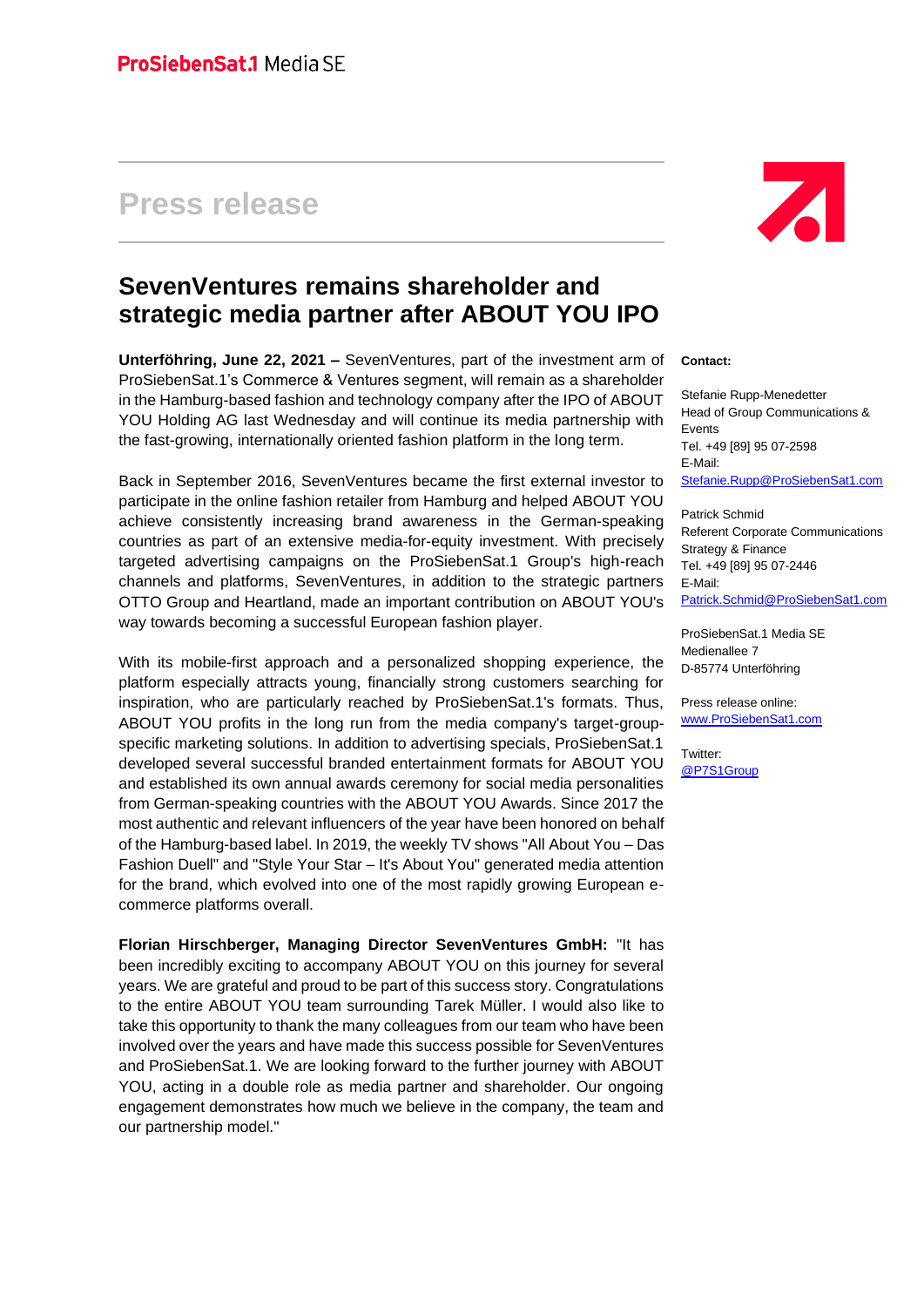ProSiebenSat.1 Media SE

# Press release

## SevenVentures remains shareholder and strategic media partner after ABOUT YOU IPO

**Unterföhring, June 22, 2021 –** SevenVentures, part of the investment arm of ProSiebenSat.1's Commerce & Ventures segment, will remain as a shareholder in the Hamburg-based fashion and technology company after the IPO of ABOUT YOU Holding AG last Wednesday and will continue its media partnership with the fast-growing, internationally oriented fashion platform in the long term.

Back in September 2016, SevenVentures became the first external investor to participate in the online fashion retailer from Hamburg and helped ABOUT YOU achieve consistently increasing brand awareness in the German-speaking countries as part of an extensive media-for-equity investment. With precisely targeted advertising campaigns on the ProSiebenSat.1 Group's high-reach channels and platforms, SevenVentures, in addition to the strategic partners OTTO Group and Heartland, made an important contribution on ABOUT YOU's way towards becoming a successful European fashion player.

With its mobile-first approach and a personalized shopping experience, the platform especially attracts young, financially strong customers searching for inspiration, who are particularly reached by ProSiebenSat.1's formats. Thus, ABOUT YOU profits in the long run from the media company's target-group-specific marketing solutions. In addition to advertising specials, ProSiebenSat.1 developed several successful branded entertainment formats for ABOUT YOU and established its own annual awards ceremony for social media personalities from German-speaking countries with the ABOUT YOU Awards. Since 2017 the most authentic and relevant influencers of the year have been honored on behalf of the Hamburg-based label. In 2019, the weekly TV shows "All About You – Das Fashion Duell" and "Style Your Star – It's About You" generated media attention for the brand, which evolved into one of the most rapidly growing European e-commerce platforms overall.

**Florian Hirschberger, Managing Director SevenVentures GmbH:** "It has been incredibly exciting to accompany ABOUT YOU on this journey for several years. We are grateful and proud to be part of this success story. Congratulations to the entire ABOUT YOU team surrounding Tarek Müller. I would also like to take this opportunity to thank the many colleagues from our team who have been involved over the years and have made this success possible for SevenVentures and ProSiebenSat.1. We are looking forward to the further journey with ABOUT YOU, acting in a double role as media partner and shareholder. Our ongoing engagement demonstrates how much we believe in the company, the team and our partnership model."

**Contact:**

Stefanie Rupp-Menedetter
Head of Group Communications & Events
Tel. +49 [89] 95 07-2598
E-Mail:
Stefanie.Rupp@ProSiebenSat1.com

Patrick Schmid
Referent Corporate Communications Strategy & Finance
Tel. +49 [89] 95 07-2446
E-Mail:
Patrick.Schmid@ProSiebenSat1.com

ProSiebenSat.1 Media SE
Medienallee 7
D-85774 Unterföhring

Press release online:
www.ProSiebenSat1.com

Twitter:
@P7S1Group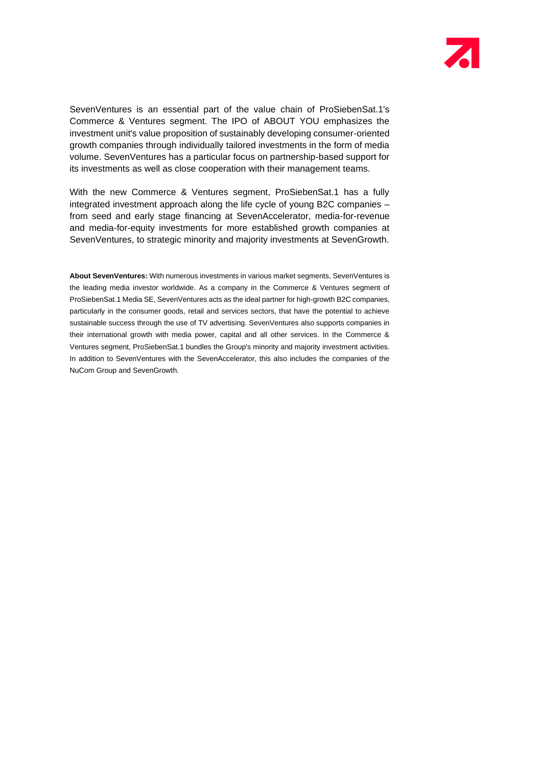SevenVentures is an essential part of the value chain of ProSiebenSat.1's Commerce & Ventures segment. The IPO of ABOUT YOU emphasizes the investment unit's value proposition of sustainably developing consumer-oriented growth companies through individually tailored investments in the form of media volume. SevenVentures has a particular focus on partnership-based support for its investments as well as close cooperation with their management teams.

With the new Commerce & Ventures segment, ProSiebenSat.1 has a fully integrated investment approach along the life cycle of young B2C companies – from seed and early stage financing at SevenAccelerator, media-for-revenue and media-for-equity investments for more established growth companies at SevenVentures, to strategic minority and majority investments at SevenGrowth.

**About SevenVentures:** With numerous investments in various market segments, SevenVentures is the leading media investor worldwide. As a company in the Commerce & Ventures segment of ProSiebenSat.1 Media SE, SevenVentures acts as the ideal partner for high-growth B2C companies, particularly in the consumer goods, retail and services sectors, that have the potential to achieve sustainable success through the use of TV advertising. SevenVentures also supports companies in their international growth with media power, capital and all other services. In the Commerce & Ventures segment, ProSiebenSat.1 bundles the Group's minority and majority investment activities. In addition to SevenVentures with the SevenAccelerator, this also includes the companies of the NuCom Group and SevenGrowth.